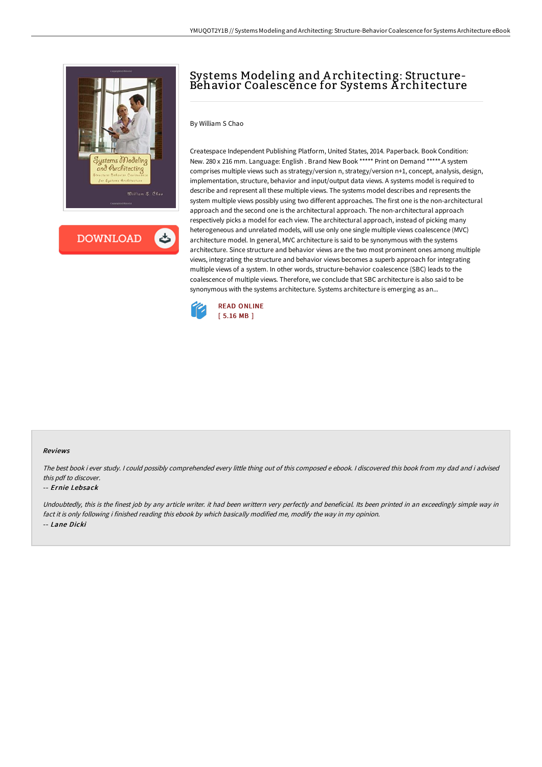# Systems Modeling and Architecting: Structure-Behavior Coalescence for Systems Architecture

By William S Chao

Createspace Independent Publishing Platform, United States, 2014. Paperback. Book Condition: New. 280 x 216 mm. Language: English . Brand New Book ***** Print on Demand *****.A system comprises multiple views such as strategy/version n, strategy/version n+1, concept, analysis, design, implementation, structure, behavior and input/output data views. A systems model is required to describe and represent all these multiple views. The systems model describes and represents the system multiple views possibly using two different approaches. The first one is the non-architectural approach and the second one is the architectural approach. The non-architectural approach respectively picks a model for each view. The architectural approach, instead of picking many heterogeneous and unrelated models, will use only one single multiple views coalescence (MVC) architecture model. In general, MVC architecture is said to be synonymous with the systems architecture. Since structure and behavior views are the two most prominent ones among multiple views, integrating the structure and behavior views becomes a superb approach for integrating multiple views of a system. In other words, structure-behavior coalescence (SBC) leads to the coalescence of multiple views. Therefore, we conclude that SBC architecture is also said to be synonymous with the systems architecture. Systems architecture is emerging as an...

READ ONLINE
[ 5.16 MB ]

### Reviews

*The best book i ever study. I could possibly comprehended every little thing out of this composed e ebook. I discovered this book from my dad and i advised this pdf to discover.*

-- *Ernie Lebsack*

*Undoubtedly, this is the finest job by any article writer. it had been writtern very perfectly and beneficial. Its been printed in an exceedingly simple way in fact it is only following i finished reading this ebook by which basically modified me, modify the way in my opinion.*

-- *Lane Dicki*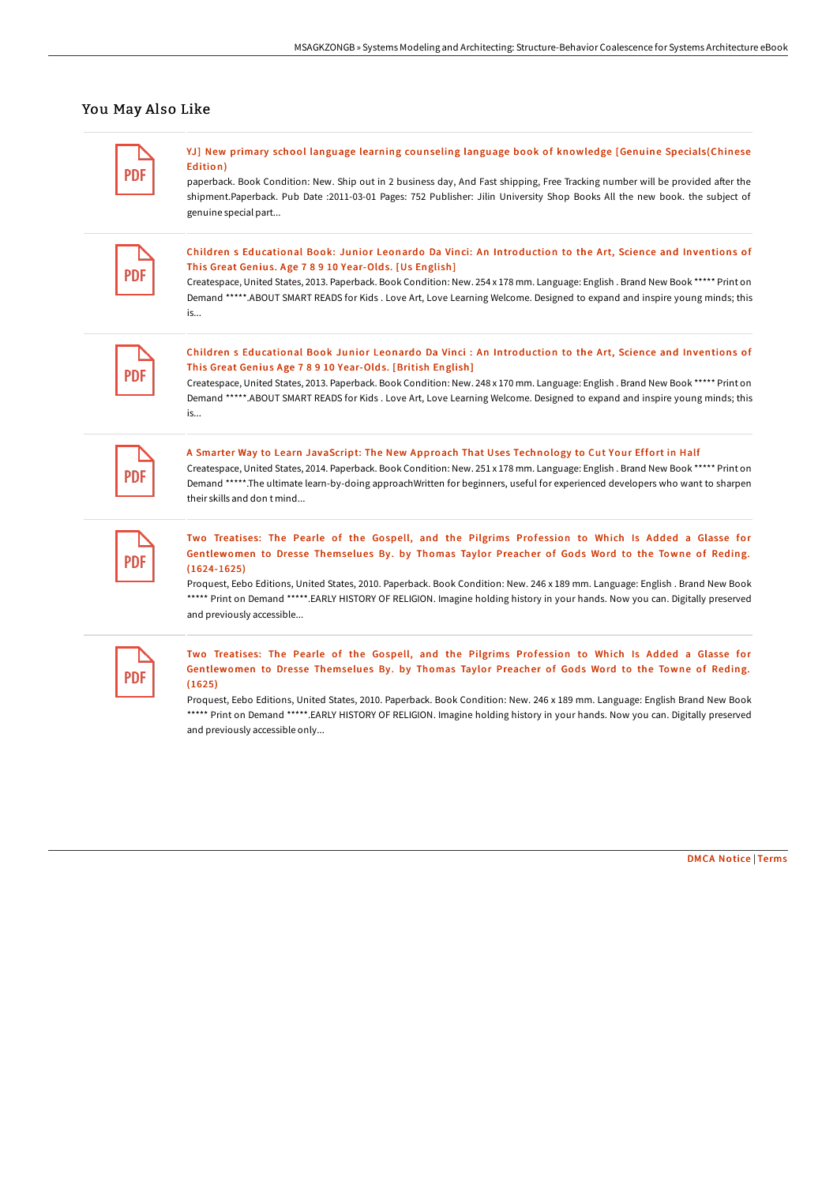## You May Also Like

PDF

**YJ] New primary school language learning counseling language book of knowledge [Genuine Specials(Chinese Edition)**

paperback. Book Condition: New. Ship out in 2 business day, And Fast shipping, Free Tracking number will be provided after the shipment.Paperback. Pub Date :2011-03-01 Pages: 752 Publisher: Jilin University Shop Books All the new book. the subject of genuine special part...

PDF

**Children s Educational Book: Junior Leonardo Da Vinci: An Introduction to the Art, Science and Inventions of This Great Genius. Age 7 8 9 10 Year-Olds. [Us English]**

Createspace, United States, 2013. Paperback. Book Condition: New. 254 x 178 mm. Language: English . Brand New Book ***** Print on Demand *****.ABOUT SMART READS for Kids . Love Art, Love Learning Welcome. Designed to expand and inspire young minds; this is...

PDF

**Children s Educational Book Junior Leonardo Da Vinci : An Introduction to the Art, Science and Inventions of This Great Genius Age 7 8 9 10 Year-Olds. [British English]**

Createspace, United States, 2013. Paperback. Book Condition: New. 248 x 170 mm. Language: English . Brand New Book ***** Print on Demand *****.ABOUT SMART READS for Kids . Love Art, Love Learning Welcome. Designed to expand and inspire young minds; this is...

PDF

**A Smarter Way to Learn JavaScript: The New Approach That Uses Technology to Cut Your Effort in Half**

Createspace, United States, 2014. Paperback. Book Condition: New. 251 x 178 mm. Language: English . Brand New Book ***** Print on Demand *****.The ultimate learn-by-doing approachWritten for beginners, useful for experienced developers who want to sharpen their skills and don t mind...

PDF

**Two Treatises: The Pearle of the Gospell, and the Pilgrims Profession to Which Is Added a Glasse for Gentlewomen to Dresse Themselues By. by Thomas Taylor Preacher of Gods Word to the Towne of Reding. (1624-1625)**

Proquest, Eebo Editions, United States, 2010. Paperback. Book Condition: New. 246 x 189 mm. Language: English . Brand New Book ***** Print on Demand *****.EARLY HISTORY OF RELIGION. Imagine holding history in your hands. Now you can. Digitally preserved and previously accessible...

PDF

**Two Treatises: The Pearle of the Gospell, and the Pilgrims Profession to Which Is Added a Glasse for Gentlewomen to Dresse Themselues By. by Thomas Taylor Preacher of Gods Word to the Towne of Reding. (1625)**

Proquest, Eebo Editions, United States, 2010. Paperback. Book Condition: New. 246 x 189 mm. Language: English Brand New Book ***** Print on Demand *****.EARLY HISTORY OF RELIGION. Imagine holding history in your hands. Now you can. Digitally preserved and previously accessible only...

DMCA Notice | Terms